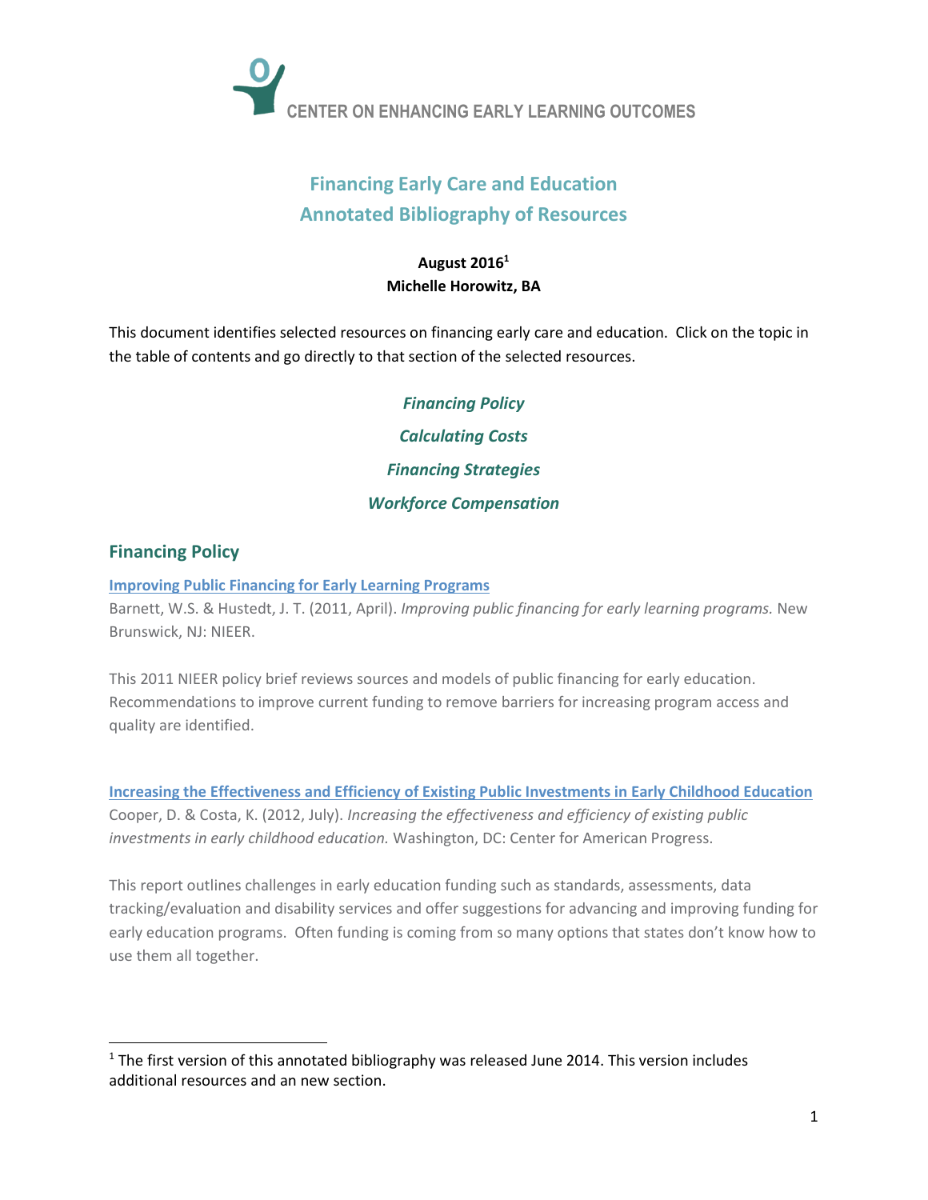CENTER ON ENHANCING EARLY LEARNING OUTCOMES

# Financing Early Care and Education
# Annotated Bibliography of Resources

**August 2016[1]**
**Michelle Horowitz, BA**

This document identifies selected resources on financing early care and education. Click on the topic in the table of contents and go directly to that section of the selected resources.

*Financing Policy*

*Calculating Costs*

*Financing Strategies*

*Workforce Compensation*

## Financing Policy

**Improving Public Financing for Early Learning Programs**

Barnett, W.S. & Hustedt, J. T. (2011, April). *Improving public financing for early learning programs.* New Brunswick, NJ: NIEER.

This 2011 NIEER policy brief reviews sources and models of public financing for early education. Recommendations to improve current funding to remove barriers for increasing program access and quality are identified.

**Increasing the Effectiveness and Efficiency of Existing Public Investments in Early Childhood Education**

Cooper, D. & Costa, K. (2012, July). *Increasing the effectiveness and efficiency of existing public investments in early childhood education.* Washington, DC: Center for American Progress.

This report outlines challenges in early education funding such as standards, assessments, data tracking/evaluation and disability services and offer suggestions for advancing and improving funding for early education programs. Often funding is coming from so many options that states don't know how to use them all together.

[1] The first version of this annotated bibliography was released June 2014. This version includes additional resources and an new section.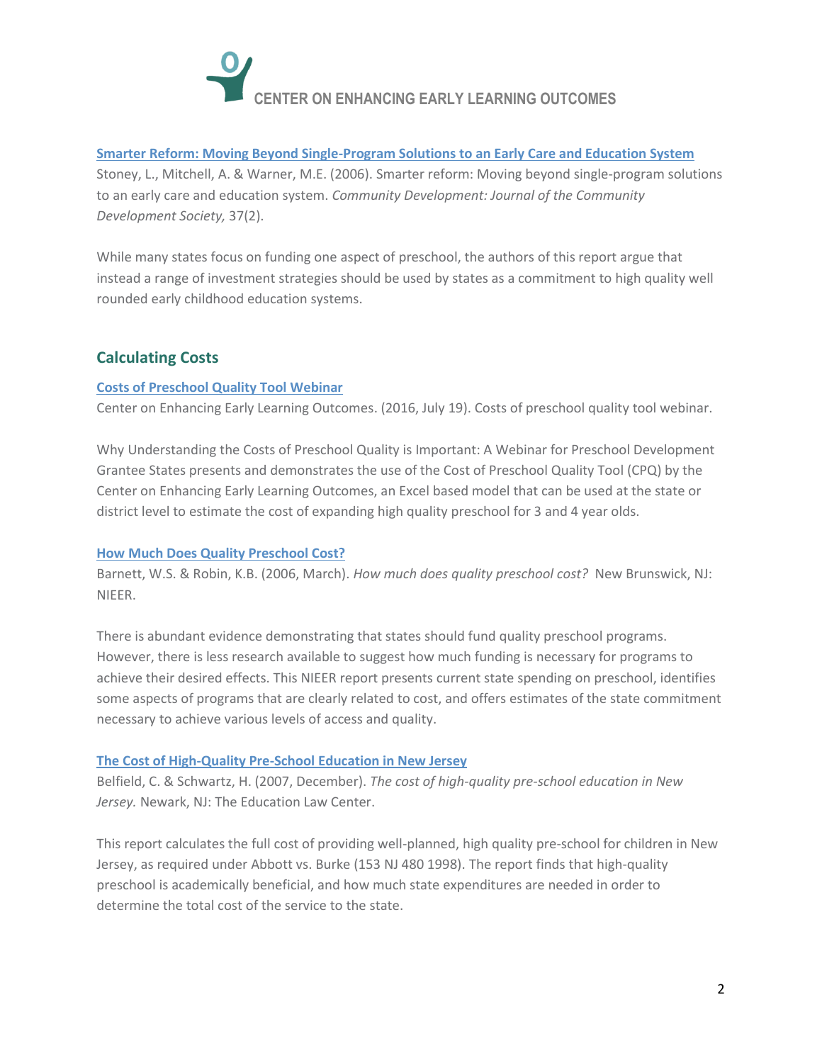**[Smarter Reform: Moving Beyond Single-Program Solutions to an Early Care and Education System]**

Stoney, L., Mitchell, A. & Warner, M.E. (2006). Smarter reform: Moving beyond single-program solutions to an early care and education system. *Community Development: Journal of the Community Development Society,* 37(2).

While many states focus on funding one aspect of preschool, the authors of this report argue that instead a range of investment strategies should be used by states as a commitment to high quality well rounded early childhood education systems.

## Calculating Costs

**[Costs of Preschool Quality Tool Webinar]**

Center on Enhancing Early Learning Outcomes. (2016, July 19). Costs of preschool quality tool webinar.

Why Understanding the Costs of Preschool Quality is Important: A Webinar for Preschool Development Grantee States presents and demonstrates the use of the Cost of Preschool Quality Tool (CPQ) by the Center on Enhancing Early Learning Outcomes, an Excel based model that can be used at the state or district level to estimate the cost of expanding high quality preschool for 3 and 4 year olds.

**[How Much Does Quality Preschool Cost?]**

Barnett, W.S. & Robin, K.B. (2006, March). *How much does quality preschool cost?* New Brunswick, NJ: NIEER.

There is abundant evidence demonstrating that states should fund quality preschool programs. However, there is less research available to suggest how much funding is necessary for programs to achieve their desired effects. This NIEER report presents current state spending on preschool, identifies some aspects of programs that are clearly related to cost, and offers estimates of the state commitment necessary to achieve various levels of access and quality.

**[The Cost of High-Quality Pre-School Education in New Jersey]**

Belfield, C. & Schwartz, H. (2007, December). *The cost of high-quality pre-school education in New Jersey.* Newark, NJ: The Education Law Center.

This report calculates the full cost of providing well-planned, high quality pre-school for children in New Jersey, as required under Abbott vs. Burke (153 NJ 480 1998). The report finds that high-quality preschool is academically beneficial, and how much state expenditures are needed in order to determine the total cost of the service to the state.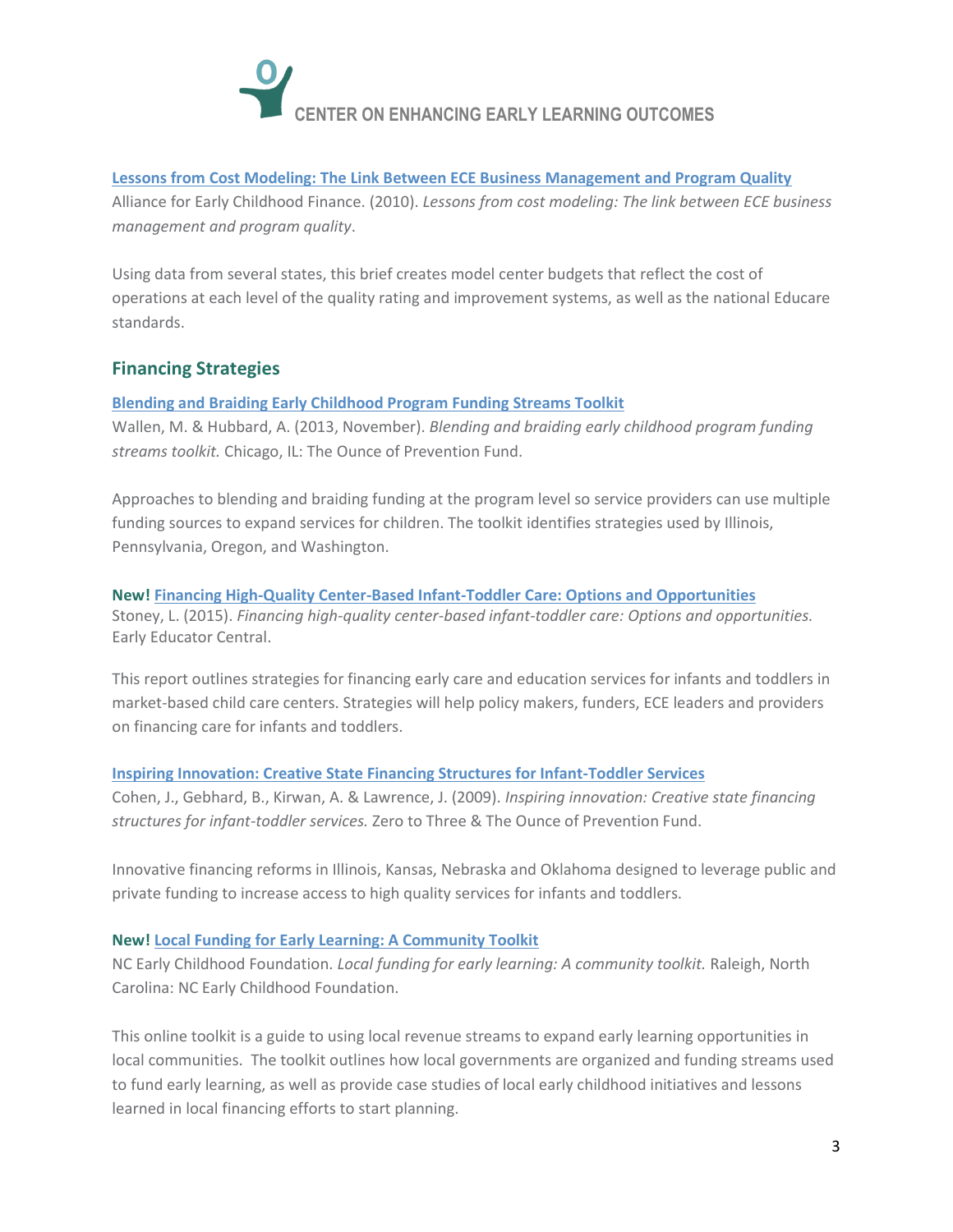**Lessons from Cost Modeling: The Link Between ECE Business Management and Program Quality**
Alliance for Early Childhood Finance. (2010). *Lessons from cost modeling: The link between ECE business management and program quality*.

Using data from several states, this brief creates model center budgets that reflect the cost of operations at each level of the quality rating and improvement systems, as well as the national Educare standards.

## Financing Strategies

**Blending and Braiding Early Childhood Program Funding Streams Toolkit**
Wallen, M. & Hubbard, A. (2013, November). *Blending and braiding early childhood program funding streams toolkit.* Chicago, IL: The Ounce of Prevention Fund.

Approaches to blending and braiding funding at the program level so service providers can use multiple funding sources to expand services for children. The toolkit identifies strategies used by Illinois, Pennsylvania, Oregon, and Washington.

**New! Financing High-Quality Center-Based Infant-Toddler Care: Options and Opportunities**
Stoney, L. (2015). *Financing high-quality center-based infant-toddler care: Options and opportunities.* Early Educator Central.

This report outlines strategies for financing early care and education services for infants and toddlers in market-based child care centers. Strategies will help policy makers, funders, ECE leaders and providers on financing care for infants and toddlers.

**Inspiring Innovation: Creative State Financing Structures for Infant-Toddler Services**
Cohen, J., Gebhard, B., Kirwan, A. & Lawrence, J. (2009). *Inspiring innovation: Creative state financing structures for infant-toddler services.* Zero to Three & The Ounce of Prevention Fund.

Innovative financing reforms in Illinois, Kansas, Nebraska and Oklahoma designed to leverage public and private funding to increase access to high quality services for infants and toddlers.

**New! Local Funding for Early Learning: A Community Toolkit**
NC Early Childhood Foundation. *Local funding for early learning: A community toolkit.* Raleigh, North Carolina: NC Early Childhood Foundation.

This online toolkit is a guide to using local revenue streams to expand early learning opportunities in local communities. The toolkit outlines how local governments are organized and funding streams used to fund early learning, as well as provide case studies of local early childhood initiatives and lessons learned in local financing efforts to start planning.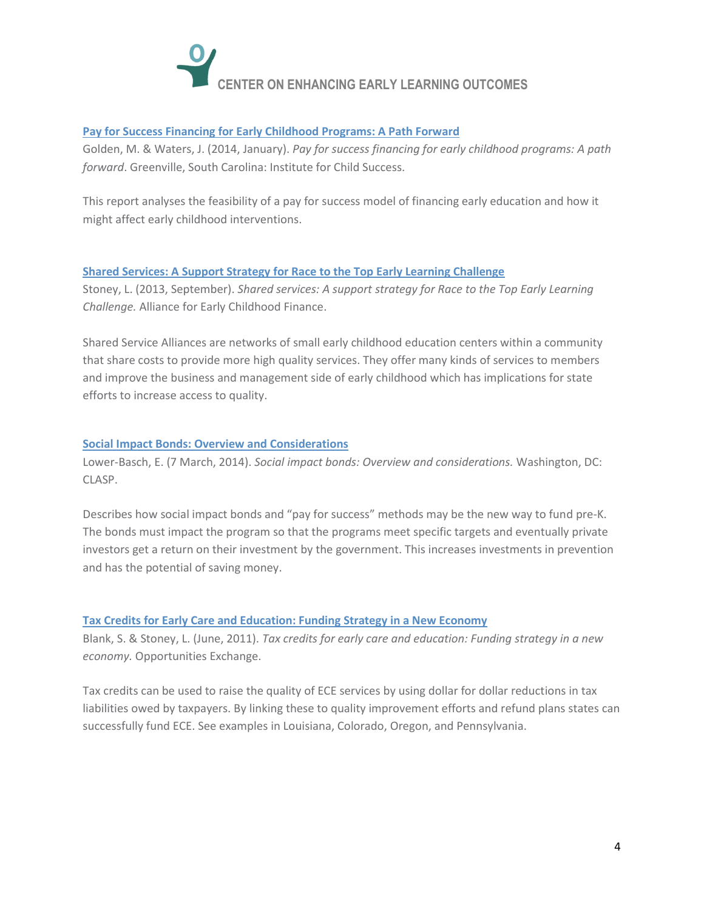### Pay for Success Financing for Early Childhood Programs: A Path Forward

Golden, M. & Waters, J. (2014, January). *Pay for success financing for early childhood programs: A path forward*. Greenville, South Carolina: Institute for Child Success.

This report analyses the feasibility of a pay for success model of financing early education and how it might affect early childhood interventions.

### Shared Services: A Support Strategy for Race to the Top Early Learning Challenge

Stoney, L. (2013, September). *Shared services: A support strategy for Race to the Top Early Learning Challenge.* Alliance for Early Childhood Finance.

Shared Service Alliances are networks of small early childhood education centers within a community that share costs to provide more high quality services. They offer many kinds of services to members and improve the business and management side of early childhood which has implications for state efforts to increase access to quality.

### Social Impact Bonds: Overview and Considerations

Lower-Basch, E. (7 March, 2014). *Social impact bonds: Overview and considerations.* Washington, DC: CLASP.

Describes how social impact bonds and "pay for success" methods may be the new way to fund pre-K. The bonds must impact the program so that the programs meet specific targets and eventually private investors get a return on their investment by the government. This increases investments in prevention and has the potential of saving money.

### Tax Credits for Early Care and Education: Funding Strategy in a New Economy

Blank, S. & Stoney, L. (June, 2011). *Tax credits for early care and education: Funding strategy in a new economy.* Opportunities Exchange.

Tax credits can be used to raise the quality of ECE services by using dollar for dollar reductions in tax liabilities owed by taxpayers. By linking these to quality improvement efforts and refund plans states can successfully fund ECE. See examples in Louisiana, Colorado, Oregon, and Pennsylvania.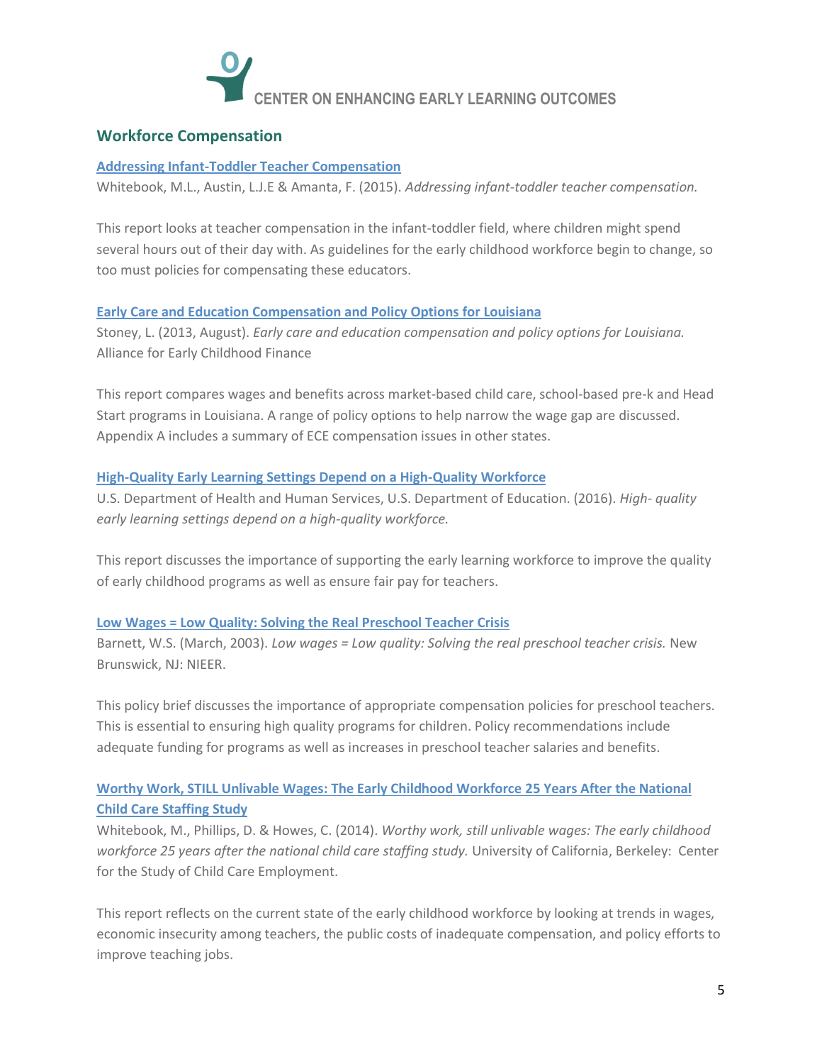## Workforce Compensation

**Addressing Infant-Toddler Teacher Compensation**

Whitebook, M.L., Austin, L.J.E & Amanta, F. (2015). *Addressing infant-toddler teacher compensation.*

This report looks at teacher compensation in the infant-toddler field, where children might spend several hours out of their day with. As guidelines for the early childhood workforce begin to change, so too must policies for compensating these educators.

**Early Care and Education Compensation and Policy Options for Louisiana**

Stoney, L. (2013, August). *Early care and education compensation and policy options for Louisiana.* Alliance for Early Childhood Finance

This report compares wages and benefits across market-based child care, school-based pre-k and Head Start programs in Louisiana. A range of policy options to help narrow the wage gap are discussed. Appendix A includes a summary of ECE compensation issues in other states.

**High-Quality Early Learning Settings Depend on a High-Quality Workforce**

U.S. Department of Health and Human Services, U.S. Department of Education. (2016). *High- quality early learning settings depend on a high-quality workforce.*

This report discusses the importance of supporting the early learning workforce to improve the quality of early childhood programs as well as ensure fair pay for teachers.

**Low Wages = Low Quality: Solving the Real Preschool Teacher Crisis**

Barnett, W.S. (March, 2003). *Low wages = Low quality: Solving the real preschool teacher crisis.* New Brunswick, NJ: NIEER.

This policy brief discusses the importance of appropriate compensation policies for preschool teachers. This is essential to ensuring high quality programs for children. Policy recommendations include adequate funding for programs as well as increases in preschool teacher salaries and benefits.

**Worthy Work, STILL Unlivable Wages: The Early Childhood Workforce 25 Years After the National Child Care Staffing Study**

Whitebook, M., Phillips, D. & Howes, C. (2014). *Worthy work, still unlivable wages: The early childhood workforce 25 years after the national child care staffing study.* University of California, Berkeley: Center for the Study of Child Care Employment.

This report reflects on the current state of the early childhood workforce by looking at trends in wages, economic insecurity among teachers, the public costs of inadequate compensation, and policy efforts to improve teaching jobs.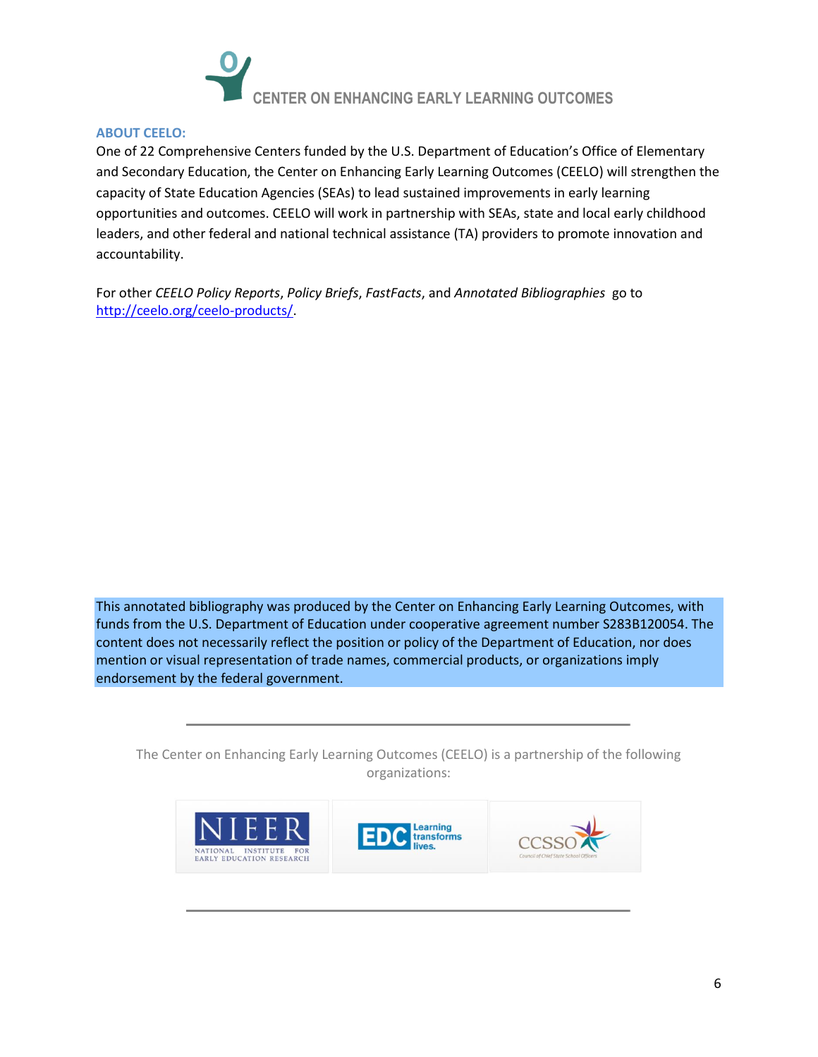# CENTER ON ENHANCING EARLY LEARNING OUTCOMES

**ABOUT CEELO:**

One of 22 Comprehensive Centers funded by the U.S. Department of Education's Office of Elementary and Secondary Education, the Center on Enhancing Early Learning Outcomes (CEELO) will strengthen the capacity of State Education Agencies (SEAs) to lead sustained improvements in early learning opportunities and outcomes. CEELO will work in partnership with SEAs, state and local early childhood leaders, and other federal and national technical assistance (TA) providers to promote innovation and accountability.

For other *CEELO Policy Reports*, *Policy Briefs*, *FastFacts*, and *Annotated Bibliographies* go to http://ceelo.org/ceelo-products/.

This annotated bibliography was produced by the Center on Enhancing Early Learning Outcomes, with funds from the U.S. Department of Education under cooperative agreement number S283B120054. The content does not necessarily reflect the position or policy of the Department of Education, nor does mention or visual representation of trade names, commercial products, or organizations imply endorsement by the federal government.

---

The Center on Enhancing Early Learning Outcomes (CEELO) is a partnership of the following organizations:

NIEER NATIONAL INSTITUTE FOR EARLY EDUCATION RESEARCH

EDC Learning transforms lives.

CCSSO Council of Chief State School Officers

---